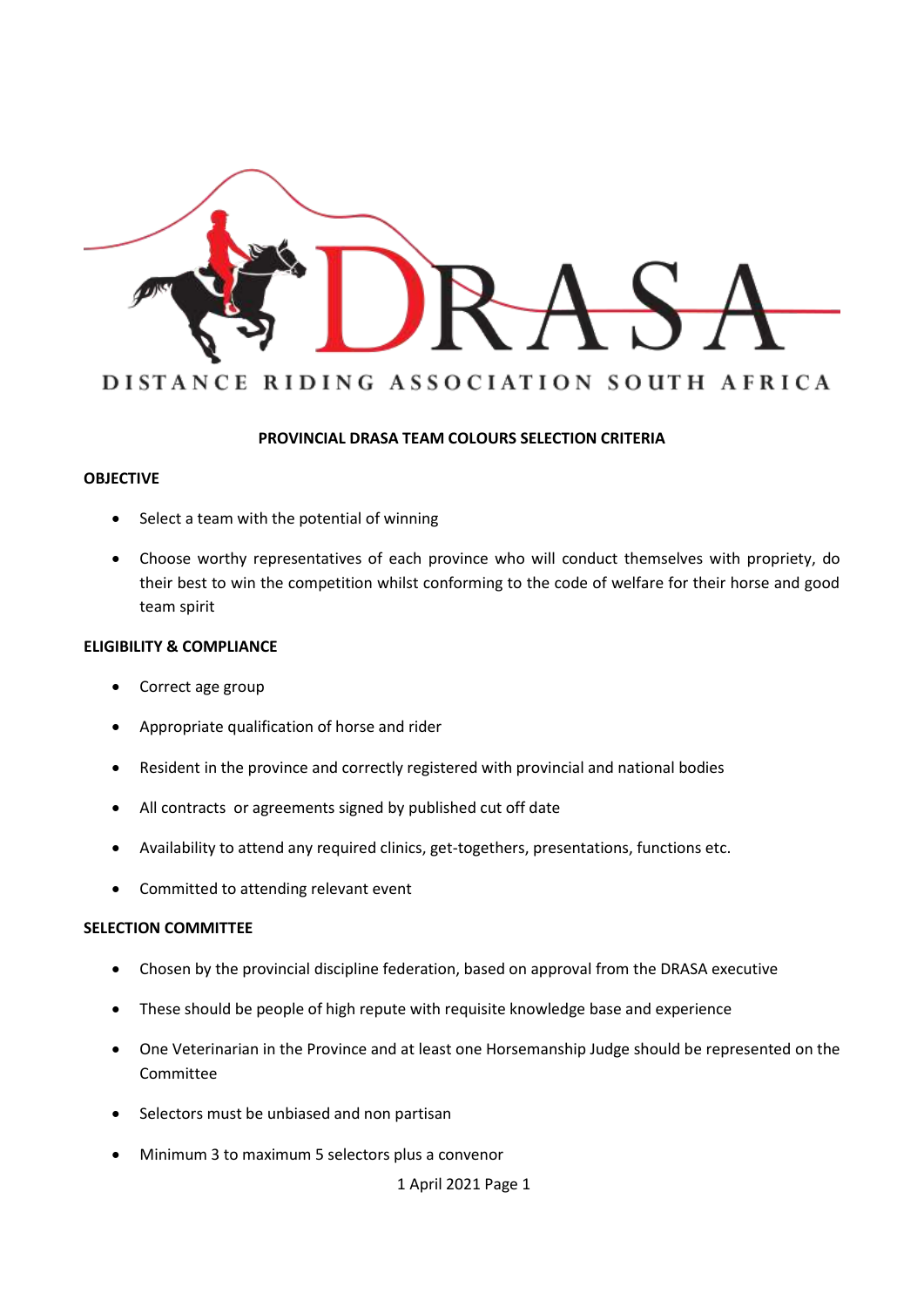DRASA

DISTANCE RIDING ASSOCIATION SOUTH AFRICA

**PROVINCIAL DRASA TEAM COLOURS SELECTION CRITERIA**

**OBJECTIVE**

- Select a team with the potential of winning
- Choose worthy representatives of each province who will conduct themselves with propriety, do their best to win the competition whilst conforming to the code of welfare for their horse and good team spirit

**ELIGIBILITY & COMPLIANCE**

- Correct age group
- Appropriate qualification of horse and rider
- Resident in the province and correctly registered with provincial and national bodies
- All contracts or agreements signed by published cut off date
- Availability to attend any required clinics, get-togethers, presentations, functions etc.
- Committed to attending relevant event

**SELECTION COMMITTEE**

- Chosen by the provincial discipline federation, based on approval from the DRASA executive
- These should be people of high repute with requisite knowledge base and experience
- One Veterinarian in the Province and at least one Horsemanship Judge should be represented on the Committee
- Selectors must be unbiased and non partisan
- Minimum 3 to maximum 5 selectors plus a convenor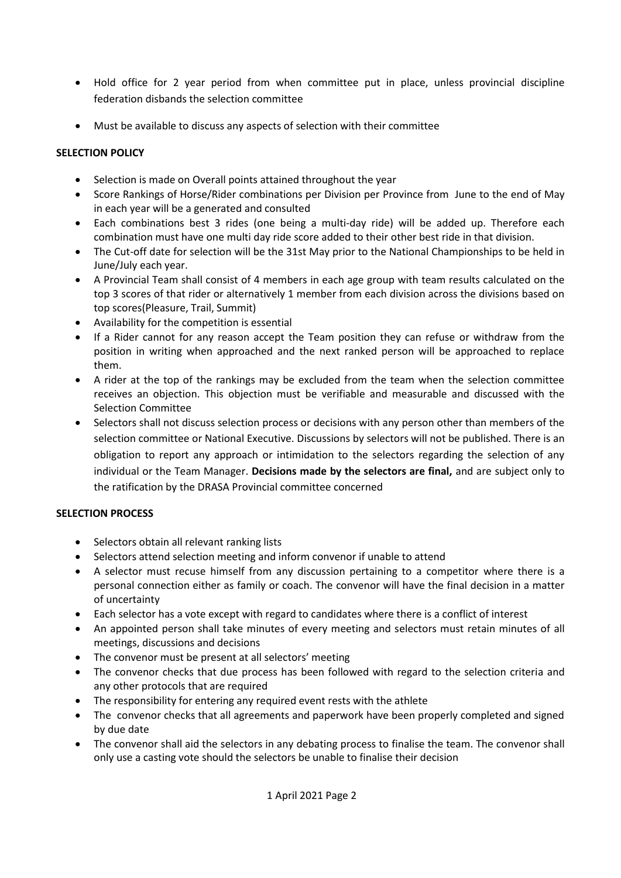- Hold office for 2 year period from when committee put in place, unless provincial discipline federation disbands the selection committee
- Must be available to discuss any aspects of selection with their committee

**SELECTION POLICY**

- Selection is made on Overall points attained throughout the year
- Score Rankings of Horse/Rider combinations per Division per Province from June to the end of May in each year will be a generated and consulted
- Each combinations best 3 rides (one being a multi-day ride) will be added up. Therefore each combination must have one multi day ride score added to their other best ride in that division.
- The Cut-off date for selection will be the 31st May prior to the National Championships to be held in June/July each year.
- A Provincial Team shall consist of 4 members in each age group with team results calculated on the top 3 scores of that rider or alternatively 1 member from each division across the divisions based on top scores(Pleasure, Trail, Summit)
- Availability for the competition is essential
- If a Rider cannot for any reason accept the Team position they can refuse or withdraw from the position in writing when approached and the next ranked person will be approached to replace them.
- A rider at the top of the rankings may be excluded from the team when the selection committee receives an objection. This objection must be verifiable and measurable and discussed with the Selection Committee
- Selectors shall not discuss selection process or decisions with any person other than members of the selection committee or National Executive. Discussions by selectors will not be published. There is an obligation to report any approach or intimidation to the selectors regarding the selection of any individual or the Team Manager. **Decisions made by the selectors are final,** and are subject only to the ratification by the DRASA Provincial committee concerned

**SELECTION PROCESS**

- Selectors obtain all relevant ranking lists
- Selectors attend selection meeting and inform convenor if unable to attend
- A selector must recuse himself from any discussion pertaining to a competitor where there is a personal connection either as family or coach. The convenor will have the final decision in a matter of uncertainty
- Each selector has a vote except with regard to candidates where there is a conflict of interest
- An appointed person shall take minutes of every meeting and selectors must retain minutes of all meetings, discussions and decisions
- The convenor must be present at all selectors' meeting
- The convenor checks that due process has been followed with regard to the selection criteria and any other protocols that are required
- The responsibility for entering any required event rests with the athlete
- The convenor checks that all agreements and paperwork have been properly completed and signed by due date
- The convenor shall aid the selectors in any debating process to finalise the team. The convenor shall only use a casting vote should the selectors be unable to finalise their decision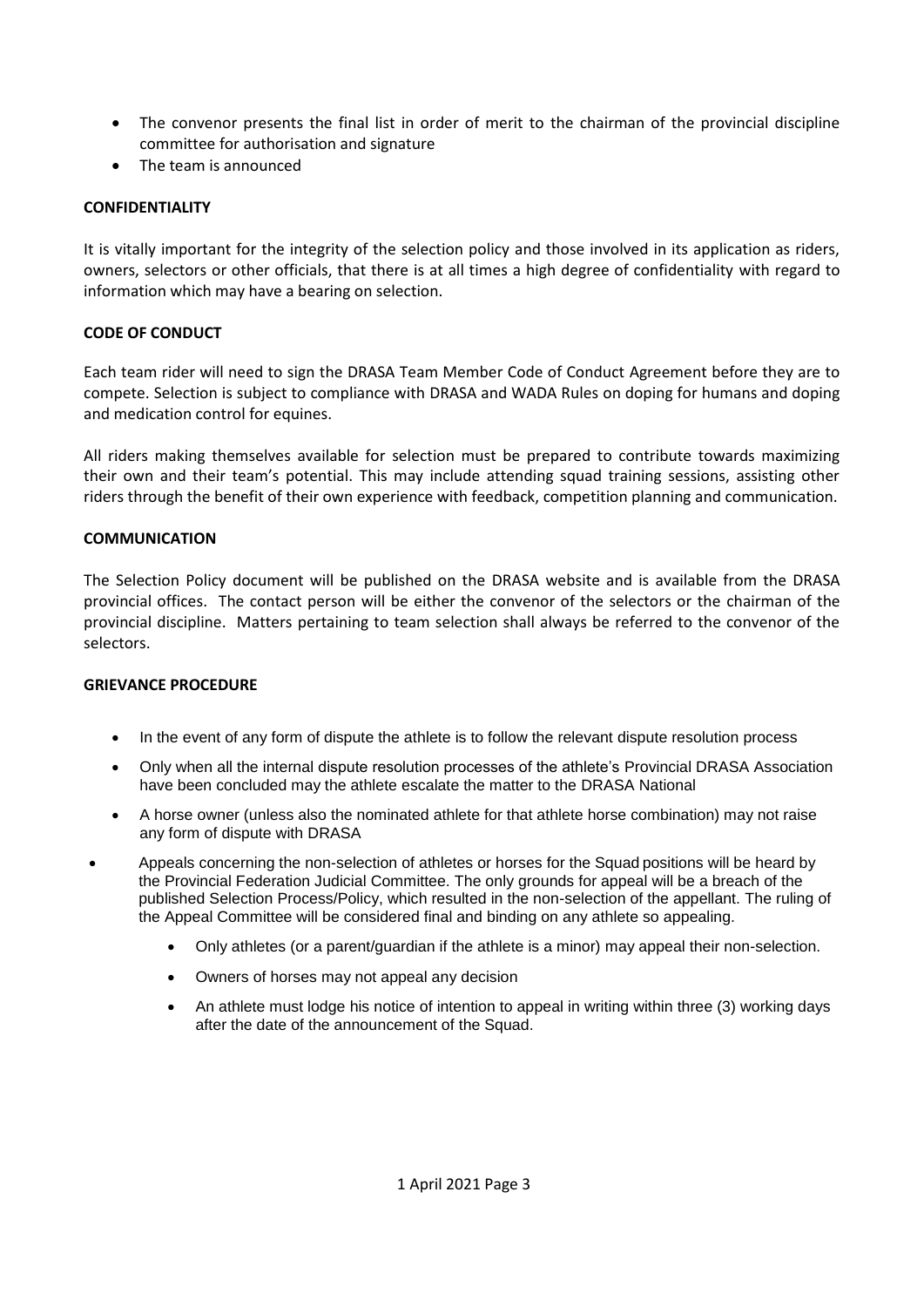- The convenor presents the final list in order of merit to the chairman of the provincial discipline committee for authorisation and signature
- The team is announced

**CONFIDENTIALITY**

It is vitally important for the integrity of the selection policy and those involved in its application as riders, owners, selectors or other officials, that there is at all times a high degree of confidentiality with regard to information which may have a bearing on selection.

**CODE OF CONDUCT**

Each team rider will need to sign the DRASA Team Member Code of Conduct Agreement before they are to compete. Selection is subject to compliance with DRASA and WADA Rules on doping for humans and doping and medication control for equines.

All riders making themselves available for selection must be prepared to contribute towards maximizing their own and their team's potential. This may include attending squad training sessions, assisting other riders through the benefit of their own experience with feedback, competition planning and communication.

**COMMUNICATION**

The Selection Policy document will be published on the DRASA website and is available from the DRASA provincial offices. The contact person will be either the convenor of the selectors or the chairman of the provincial discipline. Matters pertaining to team selection shall always be referred to the convenor of the selectors.

**GRIEVANCE PROCEDURE**

- In the event of any form of dispute the athlete is to follow the relevant dispute resolution process
- Only when all the internal dispute resolution processes of the athlete's Provincial DRASA Association have been concluded may the athlete escalate the matter to the DRASA National
- A horse owner (unless also the nominated athlete for that athlete horse combination) may not raise any form of dispute with DRASA
- Appeals concerning the non-selection of athletes or horses for the Squad positions will be heard by the Provincial Federation Judicial Committee. The only grounds for appeal will be a breach of the published Selection Process/Policy, which resulted in the non-selection of the appellant. The ruling of the Appeal Committee will be considered final and binding on any athlete so appealing.
  - Only athletes (or a parent/guardian if the athlete is a minor) may appeal their non-selection.
  - Owners of horses may not appeal any decision
  - An athlete must lodge his notice of intention to appeal in writing within three (3) working days after the date of the announcement of the Squad.